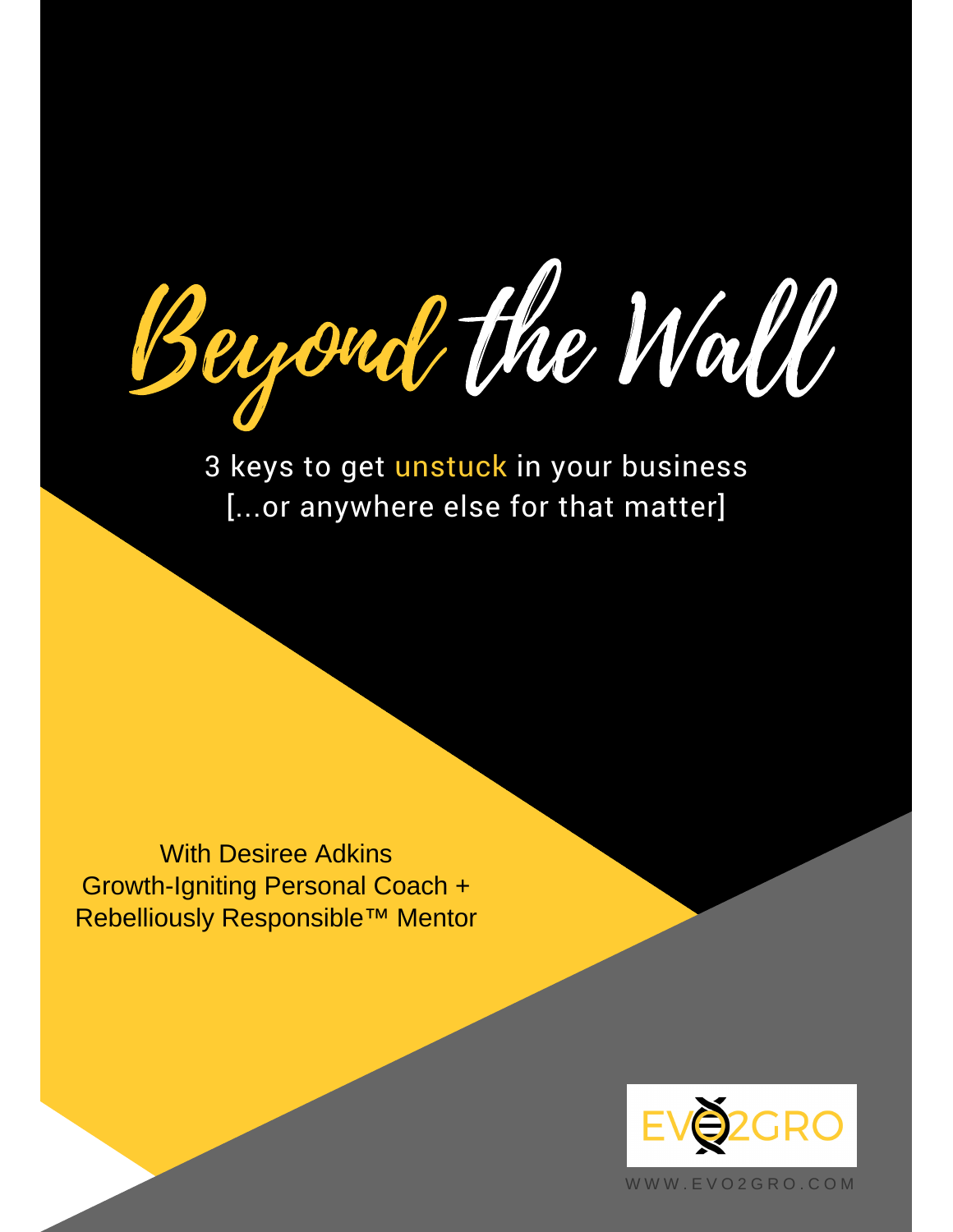# Beyond the Wall

3 keys to get unstuck in your business
[...or anywhere else for that matter]

With Desiree Adkins
Growth-Igniting Personal Coach +
Rebelliously Responsible™ Mentor

EVO2GRO

WWW.EVO2GRO.COM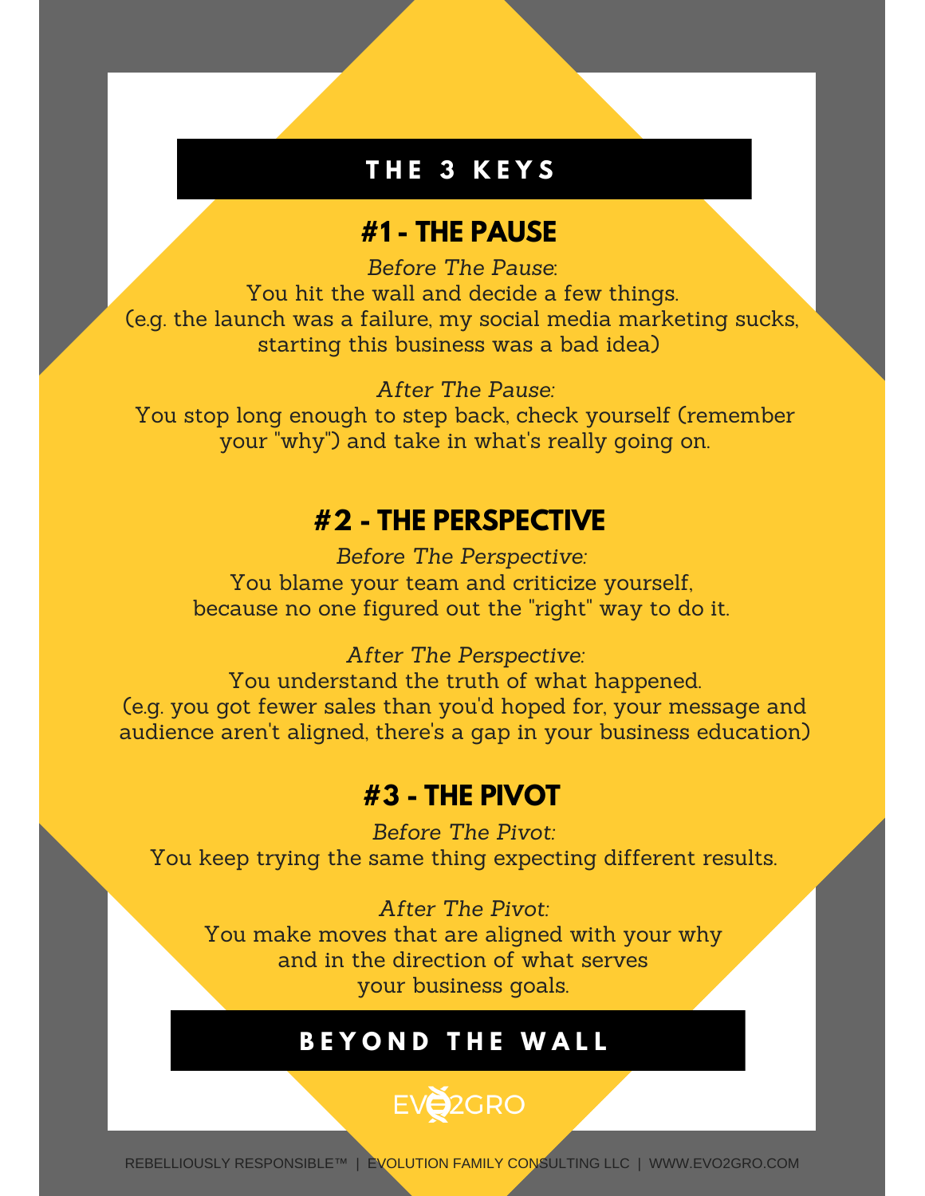# THE 3 KEYS

## #1 - THE PAUSE

*Before The Pause*:
You hit the wall and decide a few things.
(e.g. the launch was a failure, my social media marketing sucks, starting this business was a bad idea)

*After The Pause:*
You stop long enough to step back, check yourself (remember your "why") and take in what's really going on.

## #2 - THE PERSPECTIVE

*Before The Perspective:*
You blame your team and criticize yourself, because no one figured out the "right" way to do it.

*After The Perspective:*
You understand the truth of what happened.
(e.g. you got fewer sales than you'd hoped for, your message and audience aren't aligned, there's a gap in your business education)

## #3 - THE PIVOT

*Before The Pivot:*
You keep trying the same thing expecting different results.

*After The Pivot:*
You make moves that are aligned with your why and in the direction of what serves your business goals.

# BEYOND THE WALL

EVO2GRO

REBELLIOUSLY RESPONSIBLE™ | EVOLUTION FAMILY CONSULTING LLC | WWW.EVO2GRO.COM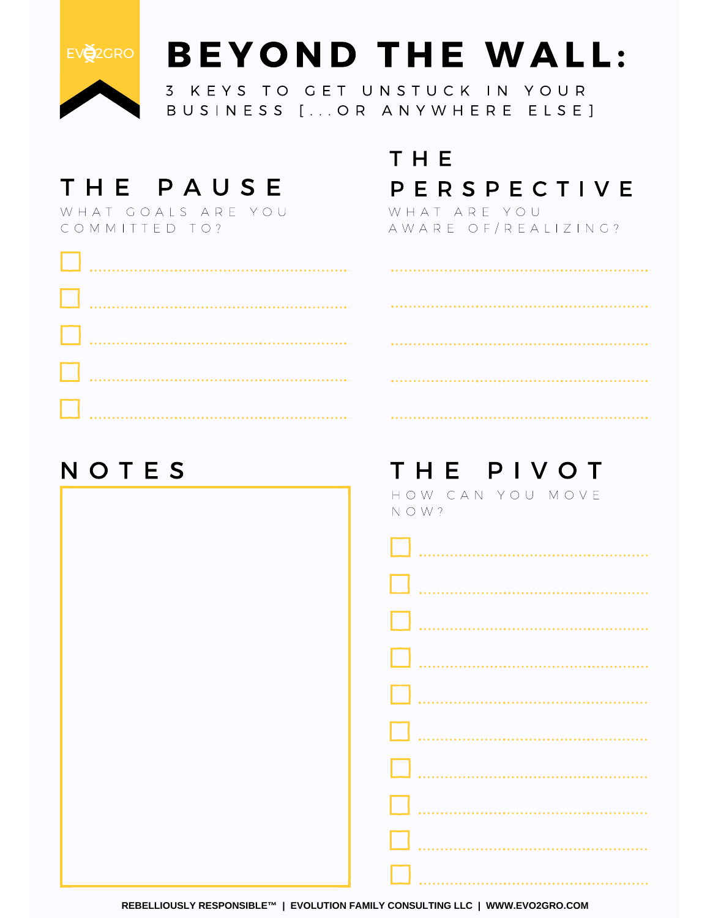EVO2GRO

# BEYOND THE WALL:

3 KEYS TO GET UNSTUCK IN YOUR BUSINESS [...OR ANYWHERE ELSE]

## THE PAUSE

WHAT GOALS ARE YOU COMMITTED TO?

- [ ] ..........
- [ ] ..........
- [ ] ..........
- [ ] ..........
- [ ] ..........

## THE PERSPECTIVE

WHAT ARE YOU AWARE OF/REALIZING?

..........

..........

..........

..........

..........

## NOTES

## THE PIVOT

HOW CAN YOU MOVE NOW?

- [ ] ..........
- [ ] ..........
- [ ] ..........
- [ ] ..........
- [ ] ..........
- [ ] ..........
- [ ] ..........
- [ ] ..........
- [ ] ..........
- [ ] ..........

REBELLIOUSLY RESPONSIBLE™ | EVOLUTION FAMILY CONSULTING LLC | WWW.EVO2GRO.COM